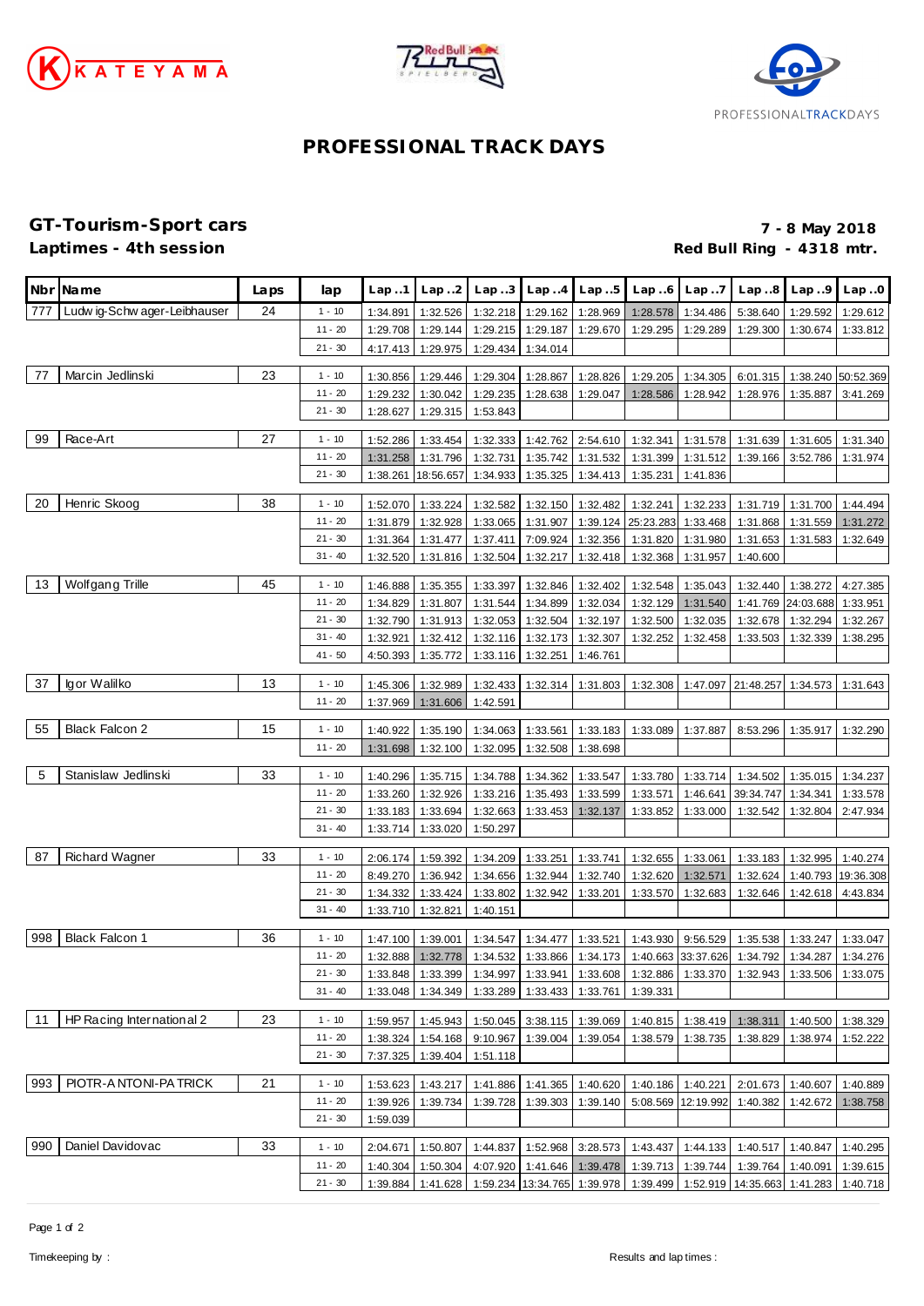# PROFESSIONAL TRACK DAYS

## GT-Tourism-Sport cars

**Laptimes - 4th session**

**7 - 8 May 2018**

**Red Bull Ring - 4318 mtr.**

| Nbr | Name | Laps | lap | Lap..1 | Lap..2 | Lap..3 | Lap..4 | Lap..5 | Lap..6 | Lap..7 | Lap..8 | Lap..9 | Lap..0 |
|---|---|---|---|---|---|---|---|---|---|---|---|---|---|
| 777 | Ludwig-Schwager-Leibhauser | 24 | 1 - 10 | 1:34.891 | 1:32.526 | 1:32.218 | 1:29.162 | 1:28.969 | 1:28.578 | 1:34.486 | 5:38.640 | 1:29.592 | 1:29.612 |
| | | | 11 - 20 | 1:29.708 | 1:29.144 | 1:29.215 | 1:29.187 | 1:29.670 | 1:29.295 | 1:29.289 | 1:29.300 | 1:30.674 | 1:33.812 |
| | | | 21 - 30 | 4:17.413 | 1:29.975 | 1:29.434 | 1:34.014 | | | | | | |
| 77 | Marcin Jedlinski | 23 | 1 - 10 | 1:30.856 | 1:29.446 | 1:29.304 | 1:28.867 | 1:28.826 | 1:29.205 | 1:34.305 | 6:01.315 | 1:38.240 | 50:52.369 |
| | | | 11 - 20 | 1:29.232 | 1:30.042 | 1:29.235 | 1:28.638 | 1:29.047 | 1:28.586 | 1:28.942 | 1:28.976 | 1:35.887 | 3:41.269 |
| | | | 21 - 30 | 1:28.627 | 1:29.315 | 1:53.843 | | | | | | | |
| 99 | Race-Art | 27 | 1 - 10 | 1:52.286 | 1:33.454 | 1:32.333 | 1:42.762 | 2:54.610 | 1:32.341 | 1:31.578 | 1:31.639 | 1:31.605 | 1:31.340 |
| | | | 11 - 20 | 1:31.258 | 1:31.796 | 1:32.731 | 1:35.742 | 1:31.532 | 1:31.399 | 1:31.512 | 1:39.166 | 3:52.786 | 1:31.974 |
| | | | 21 - 30 | 1:38.261 | 18:56.657 | 1:34.933 | 1:35.325 | 1:34.413 | 1:35.231 | 1:41.836 | | | |
| 20 | Henric Skoog | 38 | 1 - 10 | 1:52.070 | 1:33.224 | 1:32.582 | 1:32.150 | 1:32.482 | 1:32.241 | 1:32.233 | 1:31.719 | 1:31.700 | 1:44.494 |
| | | | 11 - 20 | 1:31.879 | 1:32.928 | 1:33.065 | 1:31.907 | 1:39.124 | 25:23.283 | 1:33.468 | 1:31.868 | 1:31.559 | 1:31.272 |
| | | | 21 - 30 | 1:31.364 | 1:31.477 | 1:37.411 | 7:09.924 | 1:32.356 | 1:31.820 | 1:31.980 | 1:31.653 | 1:31.583 | 1:32.649 |
| | | | 31 - 40 | 1:32.520 | 1:31.816 | 1:32.504 | 1:32.217 | 1:32.418 | 1:32.368 | 1:31.957 | 1:40.600 | | |
| 13 | Wolfgang Trille | 45 | 1 - 10 | 1:46.888 | 1:35.355 | 1:33.397 | 1:32.846 | 1:32.402 | 1:32.548 | 1:35.043 | 1:32.440 | 1:38.272 | 4:27.385 |
| | | | 11 - 20 | 1:34.829 | 1:31.807 | 1:31.544 | 1:34.899 | 1:32.034 | 1:32.129 | 1:31.540 | 1:41.769 | 24:03.688 | 1:33.951 |
| | | | 21 - 30 | 1:32.790 | 1:31.913 | 1:32.053 | 1:32.504 | 1:32.197 | 1:32.500 | 1:32.035 | 1:32.678 | 1:32.294 | 1:32.267 |
| | | | 31 - 40 | 1:32.921 | 1:32.412 | 1:32.116 | 1:32.173 | 1:32.307 | 1:32.252 | 1:32.458 | 1:33.503 | 1:32.339 | 1:38.295 |
| | | | 41 - 50 | 4:50.393 | 1:35.772 | 1:33.116 | 1:32.251 | 1:46.761 | | | | | |
| 37 | Igor Walilko | 13 | 1 - 10 | 1:45.306 | 1:32.989 | 1:32.433 | 1:32.314 | 1:31.803 | 1:32.308 | 1:47.097 | 21:48.257 | 1:34.573 | 1:31.643 |
| | | | 11 - 20 | 1:37.969 | 1:31.606 | 1:42.591 | | | | | | | |
| 55 | Black Falcon 2 | 15 | 1 - 10 | 1:40.922 | 1:35.190 | 1:34.063 | 1:33.561 | 1:33.183 | 1:33.089 | 1:37.887 | 8:53.296 | 1:35.917 | 1:32.290 |
| | | | 11 - 20 | 1:31.698 | 1:32.100 | 1:32.095 | 1:32.508 | 1:38.698 | | | | | |
| 5 | Stanislaw Jedlinski | 33 | 1 - 10 | 1:40.296 | 1:35.715 | 1:34.788 | 1:34.362 | 1:33.547 | 1:33.780 | 1:33.714 | 1:34.502 | 1:35.015 | 1:34.237 |
| | | | 11 - 20 | 1:33.260 | 1:32.926 | 1:33.216 | 1:35.493 | 1:33.599 | 1:33.571 | 1:46.641 | 39:34.747 | 1:34.341 | 1:33.578 |
| | | | 21 - 30 | 1:33.183 | 1:33.694 | 1:32.663 | 1:33.453 | 1:32.137 | 1:33.852 | 1:33.000 | 1:32.542 | 1:32.804 | 2:47.934 |
| | | | 31 - 40 | 1:33.714 | 1:33.020 | 1:50.297 | | | | | | | |
| 87 | Richard Wagner | 33 | 1 - 10 | 2:06.174 | 1:59.392 | 1:34.209 | 1:33.251 | 1:33.741 | 1:32.655 | 1:33.061 | 1:33.183 | 1:32.995 | 1:40.274 |
| | | | 11 - 20 | 8:49.270 | 1:36.942 | 1:34.656 | 1:32.944 | 1:32.740 | 1:32.620 | 1:32.571 | 1:32.624 | 1:40.793 | 19:36.308 |
| | | | 21 - 30 | 1:34.332 | 1:33.424 | 1:33.802 | 1:32.942 | 1:33.201 | 1:33.570 | 1:32.683 | 1:32.646 | 1:42.618 | 4:43.834 |
| | | | 31 - 40 | 1:33.710 | 1:32.821 | 1:40.151 | | | | | | | |
| 998 | Black Falcon 1 | 36 | 1 - 10 | 1:47.100 | 1:39.001 | 1:34.547 | 1:34.477 | 1:33.521 | 1:43.930 | 9:56.529 | 1:35.538 | 1:33.247 | 1:33.047 |
| | | | 11 - 20 | 1:32.888 | 1:32.778 | 1:34.532 | 1:33.866 | 1:34.173 | 1:40.663 | 33:37.626 | 1:34.792 | 1:34.287 | 1:34.276 |
| | | | 21 - 30 | 1:33.848 | 1:33.399 | 1:34.997 | 1:33.941 | 1:33.608 | 1:32.886 | 1:33.370 | 1:32.943 | 1:33.506 | 1:33.075 |
| | | | 31 - 40 | 1:33.048 | 1:34.349 | 1:33.289 | 1:33.433 | 1:33.761 | 1:39.331 | | | | |
| 11 | HP Racing International 2 | 23 | 1 - 10 | 1:59.957 | 1:45.943 | 1:50.045 | 3:38.115 | 1:39.069 | 1:40.815 | 1:38.419 | 1:38.311 | 1:40.500 | 1:38.329 |
| | | | 11 - 20 | 1:38.324 | 1:54.168 | 9:10.967 | 1:39.004 | 1:39.054 | 1:38.579 | 1:38.735 | 1:38.829 | 1:38.974 | 1:52.222 |
| | | | 21 - 30 | 7:37.325 | 1:39.404 | 1:51.118 | | | | | | | |
| 993 | PIOTR-ANTONI-PATRICK | 21 | 1 - 10 | 1:53.623 | 1:43.217 | 1:41.886 | 1:41.365 | 1:40.620 | 1:40.186 | 1:40.221 | 2:01.673 | 1:40.607 | 1:40.889 |
| | | | 11 - 20 | 1:39.926 | 1:39.734 | 1:39.728 | 1:39.303 | 1:39.140 | 5:08.569 | 12:19.992 | 1:40.382 | 1:42.672 | 1:38.758 |
| | | | 21 - 30 | 1:59.039 | | | | | | | | | |
| 990 | Daniel Davidovac | 33 | 1 - 10 | 2:04.671 | 1:50.807 | 1:44.837 | 1:52.968 | 3:28.573 | 1:43.437 | 1:44.133 | 1:40.517 | 1:40.847 | 1:40.295 |
| | | | 11 - 20 | 1:40.304 | 1:50.304 | 4:07.920 | 1:41.646 | 1:39.478 | 1:39.713 | 1:39.744 | 1:39.764 | 1:40.091 | 1:39.615 |
| | | | 21 - 30 | 1:39.884 | 1:41.628 | 1:59.234 | 13:34.765 | 1:39.978 | 1:39.499 | 1:52.919 | 14:35.663 | 1:41.283 | 1:40.718 |

Timekeeping by :

Results and lap times :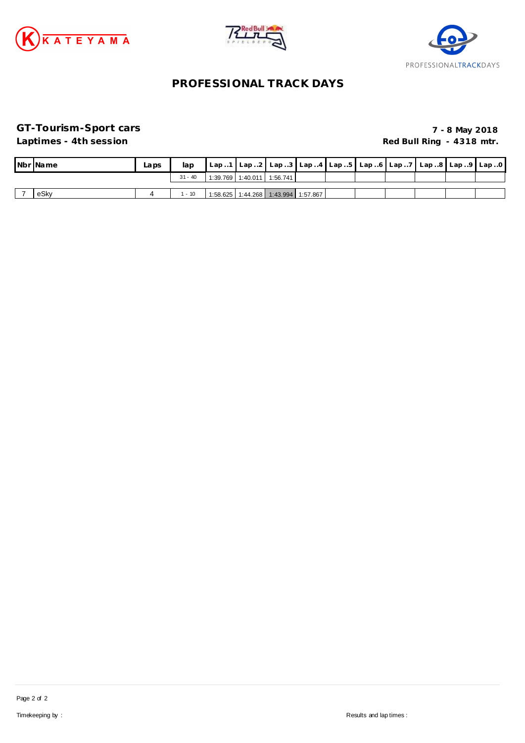# PROFESSIONAL TRACK DAYS

## GT-Tourism-Sport cars

**Laptimes - 4th session**

**7 - 8 May 2018**

**Red Bull Ring - 4318 mtr.**

| Nbr | Name | Laps | lap | Lap ..1 | Lap ..2 | Lap ..3 | Lap ..4 | Lap ..5 | Lap ..6 | Lap ..7 | Lap ..8 | Lap ..9 | Lap ..0 |
|---|---|---|---|---|---|---|---|---|---|---|---|---|---|
| | | | 31 - 40 | 1:39.769 | 1:40.011 | 1:56.741 | | | | | | | |
| 7 | eSky | 4 | 1 - 10 | 1:58.625 | 1:44.268 | 1:43.994 | 1:57.867 | | | | | | |

Timekeeping by :

Results and lap times :